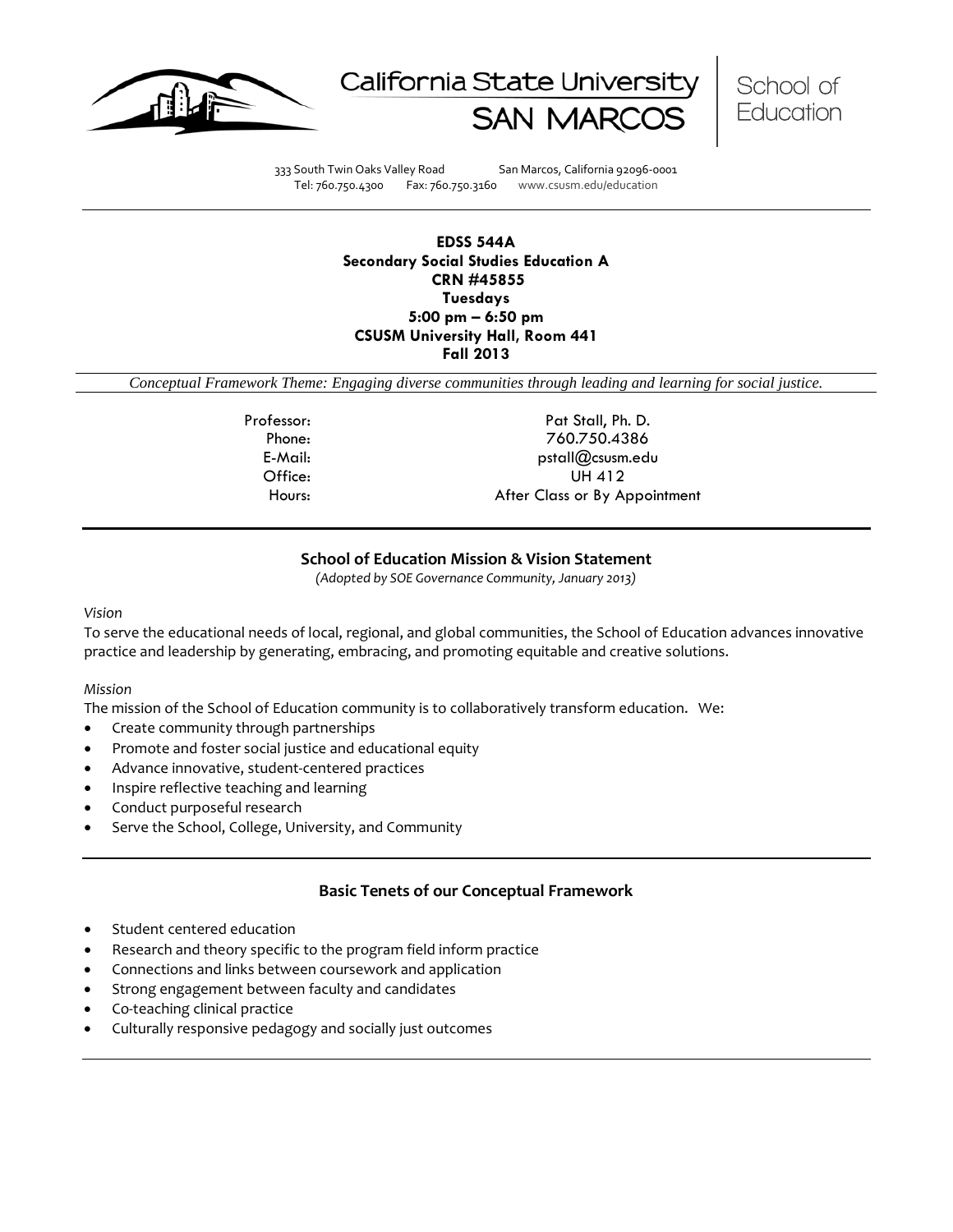California State University SAN MARCOS | School of Education

333 South Twin Oaks Valley Road San Marcos, California 92096-0001
Tel: 760.750.4300 Fax: 760.750.3160 www.csusm.edu/education

**EDSS 544A**
**Secondary Social Studies Education A**
**CRN #45855**
**Tuesdays**
**5:00 pm – 6:50 pm**
**CSUSM University Hall, Room 441**
**Fall 2013**

*Conceptual Framework Theme: Engaging diverse communities through leading and learning for social justice.*

| | |
|---|---|
| Professor: | Pat Stall, Ph. D. |
| Phone: | 760.750.4386 |
| E-Mail: | pstall@csusm.edu |
| Office: | UH 412 |
| Hours: | After Class or By Appointment |

## School of Education Mission & Vision Statement

*(Adopted by SOE Governance Community, January 2013)*

*Vision*

To serve the educational needs of local, regional, and global communities, the School of Education advances innovative practice and leadership by generating, embracing, and promoting equitable and creative solutions.

*Mission*

The mission of the School of Education community is to collaboratively transform education. We:

- Create community through partnerships
- Promote and foster social justice and educational equity
- Advance innovative, student-centered practices
- Inspire reflective teaching and learning
- Conduct purposeful research
- Serve the School, College, University, and Community

## Basic Tenets of our Conceptual Framework

- Student centered education
- Research and theory specific to the program field inform practice
- Connections and links between coursework and application
- Strong engagement between faculty and candidates
- Co-teaching clinical practice
- Culturally responsive pedagogy and socially just outcomes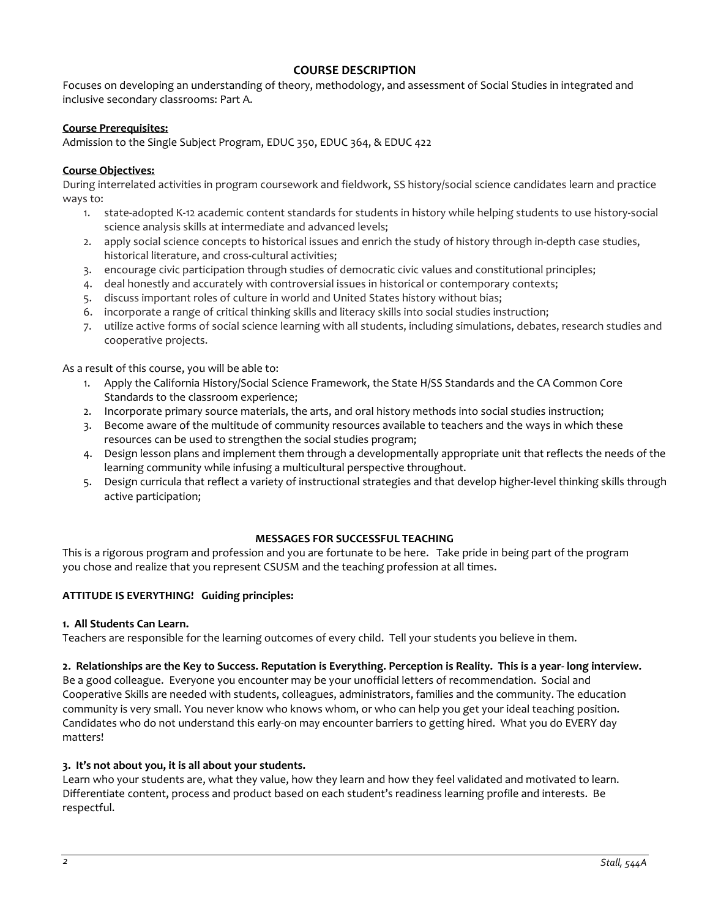## COURSE DESCRIPTION

Focuses on developing an understanding of theory, methodology, and assessment of Social Studies in integrated and inclusive secondary classrooms: Part A.

**Course Prerequisites:**

Admission to the Single Subject Program, EDUC 350, EDUC 364, & EDUC 422

**Course Objectives:**

During interrelated activities in program coursework and fieldwork, SS history/social science candidates learn and practice ways to:

1. state-adopted K-12 academic content standards for students in history while helping students to use history-social science analysis skills at intermediate and advanced levels;
2. apply social science concepts to historical issues and enrich the study of history through in-depth case studies, historical literature, and cross-cultural activities;
3. encourage civic participation through studies of democratic civic values and constitutional principles;
4. deal honestly and accurately with controversial issues in historical or contemporary contexts;
5. discuss important roles of culture in world and United States history without bias;
6. incorporate a range of critical thinking skills and literacy skills into social studies instruction;
7. utilize active forms of social science learning with all students, including simulations, debates, research studies and cooperative projects.

As a result of this course, you will be able to:

1. Apply the California History/Social Science Framework, the State H/SS Standards and the CA Common Core Standards to the classroom experience;
2. Incorporate primary source materials, the arts, and oral history methods into social studies instruction;
3. Become aware of the multitude of community resources available to teachers and the ways in which these resources can be used to strengthen the social studies program;
4. Design lesson plans and implement them through a developmentally appropriate unit that reflects the needs of the learning community while infusing a multicultural perspective throughout.
5. Design curricula that reflect a variety of instructional strategies and that develop higher-level thinking skills through active participation;

## MESSAGES FOR SUCCESSFUL TEACHING

This is a rigorous program and profession and you are fortunate to be here. Take pride in being part of the program you chose and realize that you represent CSUSM and the teaching profession at all times.

**ATTITUDE IS EVERYTHING! Guiding principles:**

**1. All Students Can Learn.**

Teachers are responsible for the learning outcomes of every child. Tell your students you believe in them.

**2. Relationships are the Key to Success. Reputation is Everything. Perception is Reality. This is a year- long interview.**

Be a good colleague. Everyone you encounter may be your unofficial letters of recommendation. Social and Cooperative Skills are needed with students, colleagues, administrators, families and the community. The education community is very small. You never know who knows whom, or who can help you get your ideal teaching position. Candidates who do not understand this early-on may encounter barriers to getting hired. What you do EVERY day matters!

**3. It's not about you, it is all about your students.**

Learn who your students are, what they value, how they learn and how they feel validated and motivated to learn. Differentiate content, process and product based on each student's readiness learning profile and interests. Be respectful.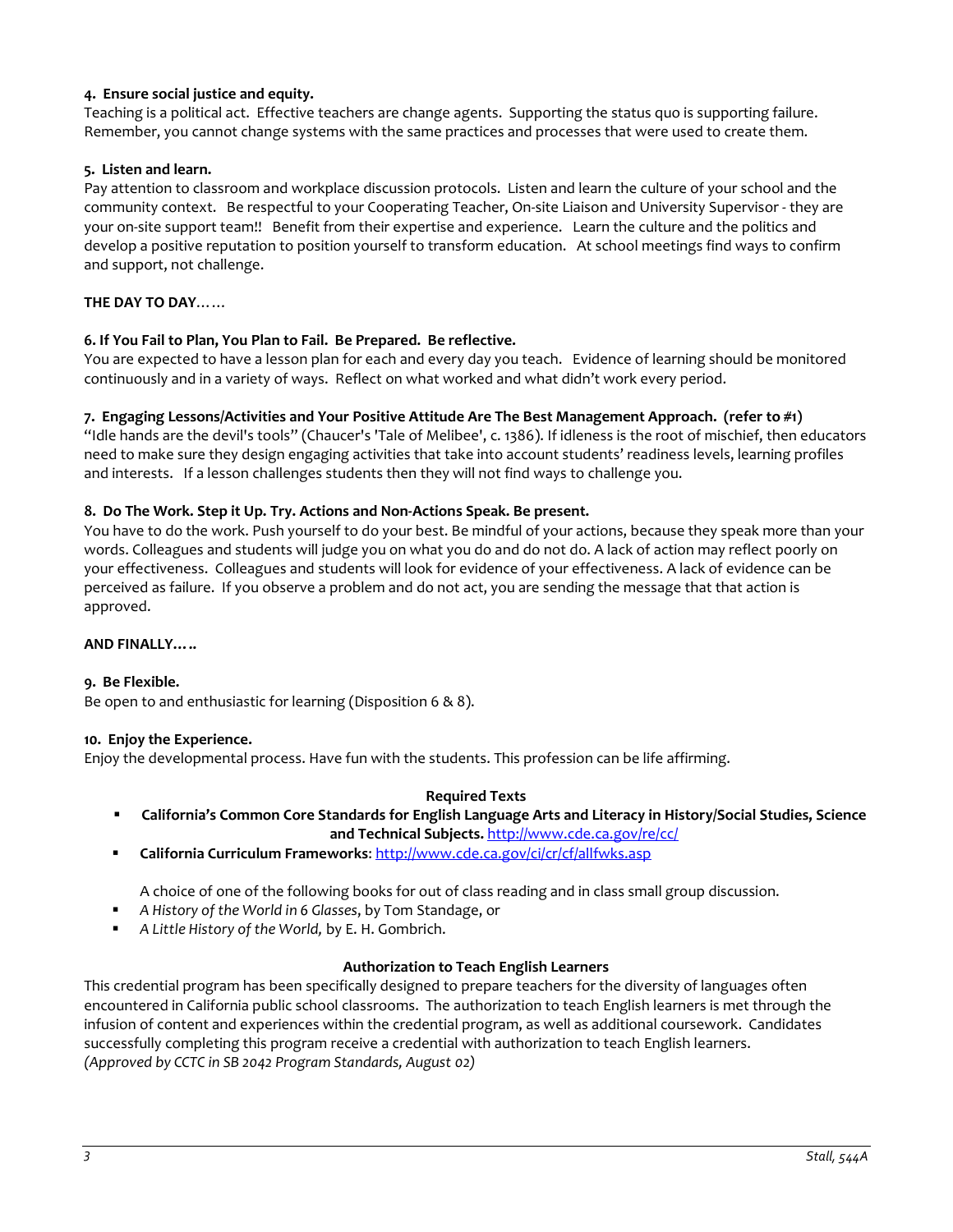**4. Ensure social justice and equity.**
Teaching is a political act. Effective teachers are change agents. Supporting the status quo is supporting failure. Remember, you cannot change systems with the same practices and processes that were used to create them.

**5. Listen and learn.**
Pay attention to classroom and workplace discussion protocols. Listen and learn the culture of your school and the community context. Be respectful to your Cooperating Teacher, On-site Liaison and University Supervisor - they are your on-site support team!! Benefit from their expertise and experience. Learn the culture and the politics and develop a positive reputation to position yourself to transform education. At school meetings find ways to confirm and support, not challenge.

**THE DAY TO DAY……**

**6. If You Fail to Plan, You Plan to Fail. Be Prepared. Be reflective.**
You are expected to have a lesson plan for each and every day you teach. Evidence of learning should be monitored continuously and in a variety of ways. Reflect on what worked and what didn't work every period.

**7. Engaging Lessons/Activities and Your Positive Attitude Are The Best Management Approach. (refer to #1)**
"Idle hands are the devil's tools" (Chaucer's 'Tale of Melibee', c. 1386). If idleness is the root of mischief, then educators need to make sure they design engaging activities that take into account students' readiness levels, learning profiles and interests. If a lesson challenges students then they will not find ways to challenge you.

**8. Do The Work. Step it Up. Try. Actions and Non-Actions Speak. Be present.**
You have to do the work. Push yourself to do your best. Be mindful of your actions, because they speak more than your words. Colleagues and students will judge you on what you do and do not do. A lack of action may reflect poorly on your effectiveness. Colleagues and students will look for evidence of your effectiveness. A lack of evidence can be perceived as failure. If you observe a problem and do not act, you are sending the message that that action is approved.

**AND FINALLY…..**

**9. Be Flexible.**
Be open to and enthusiastic for learning (Disposition 6 & 8).

**10. Enjoy the Experience.**
Enjoy the developmental process. Have fun with the students. This profession can be life affirming.

## Required Texts

- **California's Common Core Standards for English Language Arts and Literacy in History/Social Studies, Science and Technical Subjects.** http://www.cde.ca.gov/re/cc/
- **California Curriculum Frameworks**: http://www.cde.ca.gov/ci/cr/cf/allfwks.asp

A choice of one of the following books for out of class reading and in class small group discussion.

- *A History of the World in 6 Glasses*, by Tom Standage, or
- *A Little History of the World,* by E. H. Gombrich.

## Authorization to Teach English Learners

This credential program has been specifically designed to prepare teachers for the diversity of languages often encountered in California public school classrooms. The authorization to teach English learners is met through the infusion of content and experiences within the credential program, as well as additional coursework. Candidates successfully completing this program receive a credential with authorization to teach English learners.
*(Approved by CCTC in SB 2042 Program Standards, August 02)*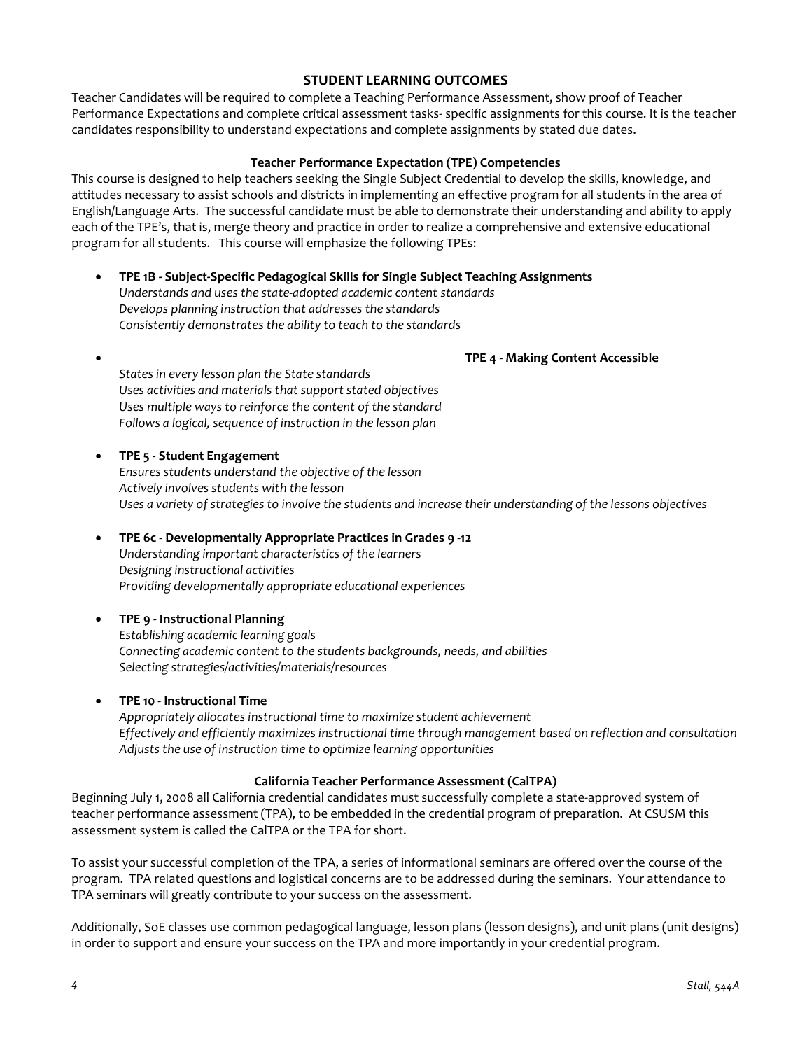## STUDENT LEARNING OUTCOMES

Teacher Candidates will be required to complete a Teaching Performance Assessment, show proof of Teacher Performance Expectations and complete critical assessment tasks- specific assignments for this course. It is the teacher candidates responsibility to understand expectations and complete assignments by stated due dates.

### Teacher Performance Expectation (TPE) Competencies

This course is designed to help teachers seeking the Single Subject Credential to develop the skills, knowledge, and attitudes necessary to assist schools and districts in implementing an effective program for all students in the area of English/Language Arts. The successful candidate must be able to demonstrate their understanding and ability to apply each of the TPE's, that is, merge theory and practice in order to realize a comprehensive and extensive educational program for all students. This course will emphasize the following TPEs:

- **TPE 1B - Subject-Specific Pedagogical Skills for Single Subject Teaching Assignments**
  *Understands and uses the state-adopted academic content standards*
  *Develops planning instruction that addresses the standards*
  *Consistently demonstrates the ability to teach to the standards*

- **TPE 4 - Making Content Accessible**
  *States in every lesson plan the State standards*
  *Uses activities and materials that support stated objectives*
  *Uses multiple ways to reinforce the content of the standard*
  *Follows a logical, sequence of instruction in the lesson plan*

- **TPE 5 - Student Engagement**
  *Ensures students understand the objective of the lesson*
  *Actively involves students with the lesson*
  *Uses a variety of strategies to involve the students and increase their understanding of the lessons objectives*

- **TPE 6c - Developmentally Appropriate Practices in Grades 9 -12**
  *Understanding important characteristics of the learners*
  *Designing instructional activities*
  *Providing developmentally appropriate educational experiences*

- **TPE 9 - Instructional Planning**
  *Establishing academic learning goals*
  *Connecting academic content to the students backgrounds, needs, and abilities*
  *Selecting strategies/activities/materials/resources*

- **TPE 10 - Instructional Time**
  *Appropriately allocates instructional time to maximize student achievement*
  *Effectively and efficiently maximizes instructional time through management based on reflection and consultation*
  *Adjusts the use of instruction time to optimize learning opportunities*

### California Teacher Performance Assessment (CalTPA)

Beginning July 1, 2008 all California credential candidates must successfully complete a state-approved system of teacher performance assessment (TPA), to be embedded in the credential program of preparation. At CSUSM this assessment system is called the CalTPA or the TPA for short.

To assist your successful completion of the TPA, a series of informational seminars are offered over the course of the program. TPA related questions and logistical concerns are to be addressed during the seminars. Your attendance to TPA seminars will greatly contribute to your success on the assessment.

Additionally, SoE classes use common pedagogical language, lesson plans (lesson designs), and unit plans (unit designs) in order to support and ensure your success on the TPA and more importantly in your credential program.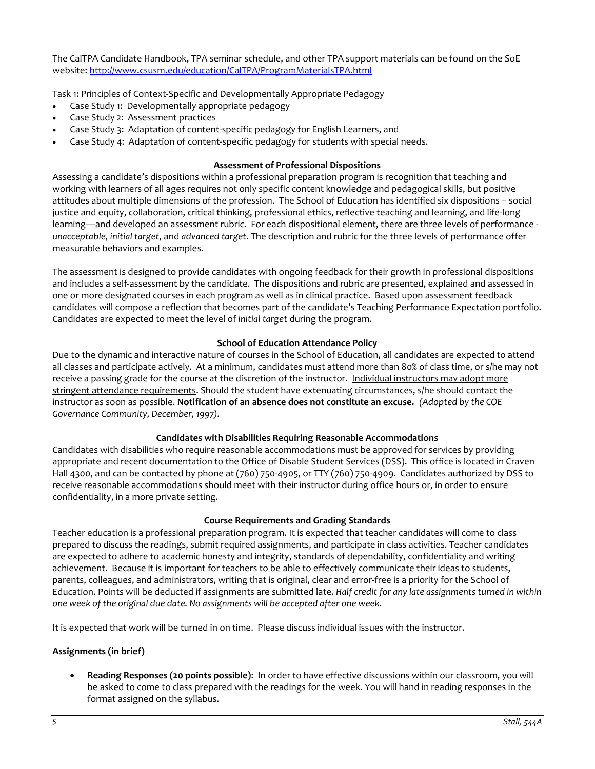The CalTPA Candidate Handbook, TPA seminar schedule, and other TPA support materials can be found on the SoE website: [http://www.csusm.edu/education/CalTPA/ProgramMaterialsTPA.html](http://www.csusm.edu/education/CalTPA/ProgramMaterialsTPA.html)

Task 1: Principles of Context-Specific and Developmentally Appropriate Pedagogy

- Case Study 1: Developmentally appropriate pedagogy
- Case Study 2: Assessment practices
- Case Study 3: Adaptation of content-specific pedagogy for English Learners, and
- Case Study 4: Adaptation of content-specific pedagogy for students with special needs.

### Assessment of Professional Dispositions

Assessing a candidate's dispositions within a professional preparation program is recognition that teaching and working with learners of all ages requires not only specific content knowledge and pedagogical skills, but positive attitudes about multiple dimensions of the profession. The School of Education has identified six dispositions – social justice and equity, collaboration, critical thinking, professional ethics, reflective teaching and learning, and life-long learning—and developed an assessment rubric. For each dispositional element, there are three levels of performance - *unacceptable*, *initial target*, and *advanced target*. The description and rubric for the three levels of performance offer measurable behaviors and examples.

The assessment is designed to provide candidates with ongoing feedback for their growth in professional dispositions and includes a self-assessment by the candidate. The dispositions and rubric are presented, explained and assessed in one or more designated courses in each program as well as in clinical practice. Based upon assessment feedback candidates will compose a reflection that becomes part of the candidate's Teaching Performance Expectation portfolio. Candidates are expected to meet the level of *initial target* during the program.

### School of Education Attendance Policy

Due to the dynamic and interactive nature of courses in the School of Education, all candidates are expected to attend all classes and participate actively. At a minimum, candidates must attend more than 80% of class time, or s/he may not receive a passing grade for the course at the discretion of the instructor. <u>Individual instructors may adopt more stringent attendance requirements</u>. Should the student have extenuating circumstances, s/he should contact the instructor as soon as possible. **Notification of an absence does not constitute an excuse.** *(Adopted by the COE Governance Community, December, 1997).*

### Candidates with Disabilities Requiring Reasonable Accommodations

Candidates with disabilities who require reasonable accommodations must be approved for services by providing appropriate and recent documentation to the Office of Disable Student Services (DSS). This office is located in Craven Hall 4300, and can be contacted by phone at (760) 750-4905, or TTY (760) 750-4909. Candidates authorized by DSS to receive reasonable accommodations should meet with their instructor during office hours or, in order to ensure confidentiality, in a more private setting.

### Course Requirements and Grading Standards

Teacher education is a professional preparation program. It is expected that teacher candidates will come to class prepared to discuss the readings, submit required assignments, and participate in class activities. Teacher candidates are expected to adhere to academic honesty and integrity, standards of dependability, confidentiality and writing achievement. Because it is important for teachers to be able to effectively communicate their ideas to students, parents, colleagues, and administrators, writing that is original, clear and error-free is a priority for the School of Education. Points will be deducted if assignments are submitted late. *Half credit for any late assignments turned in within one week of the original due date. No assignments will be accepted after one week.*

It is expected that work will be turned in on time. Please discuss individual issues with the instructor.

**Assignments (in brief)**

- **Reading Responses (20 points possible)**: In order to have effective discussions within our classroom, you will be asked to come to class prepared with the readings for the week. You will hand in reading responses in the format assigned on the syllabus.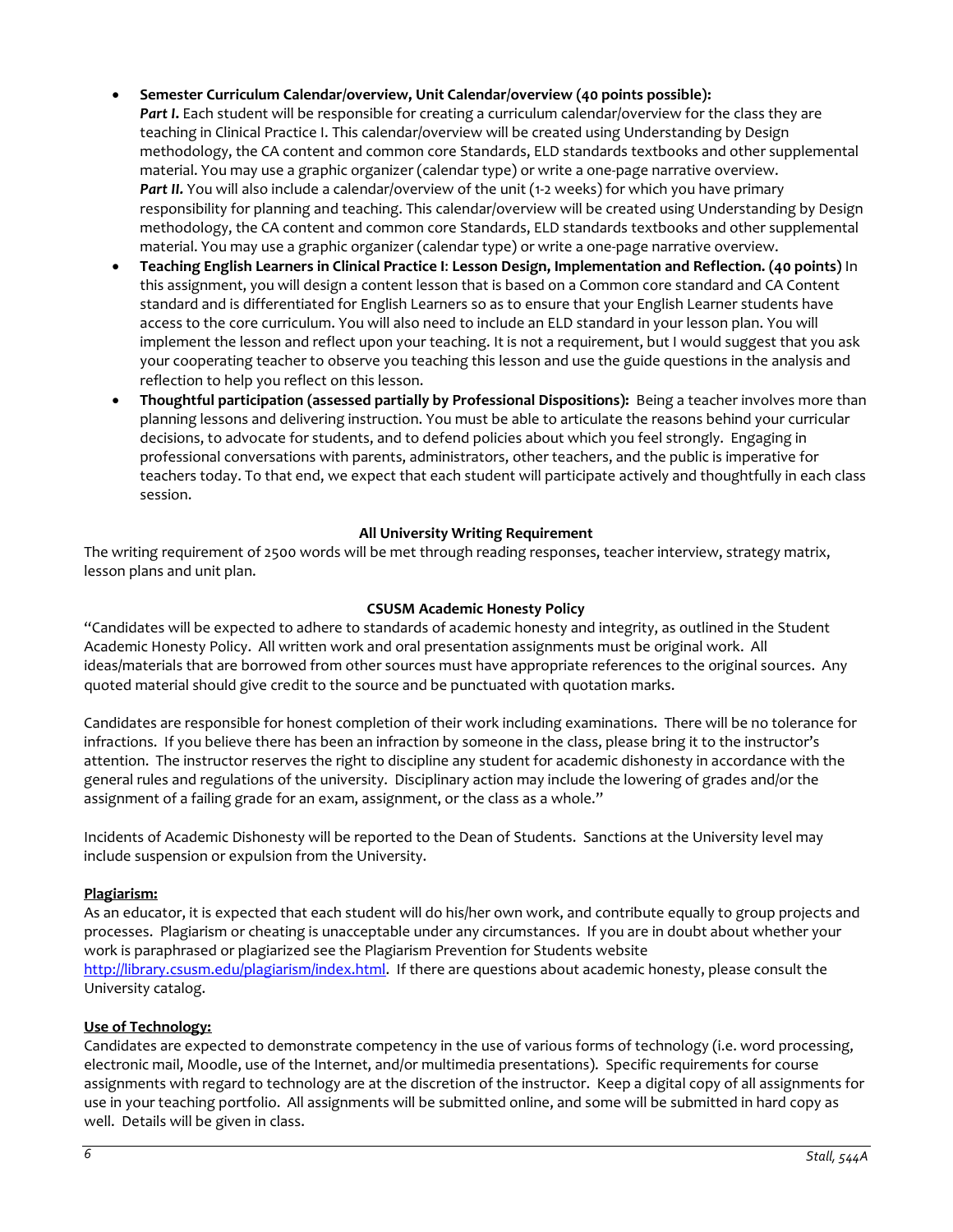- **Semester Curriculum Calendar/overview, Unit Calendar/overview (40 points possible):** 
  ***Part I.*** Each student will be responsible for creating a curriculum calendar/overview for the class they are teaching in Clinical Practice I. This calendar/overview will be created using Understanding by Design methodology, the CA content and common core Standards, ELD standards textbooks and other supplemental material. You may use a graphic organizer (calendar type) or write a one-page narrative overview.
  ***Part II.*** You will also include a calendar/overview of the unit (1-2 weeks) for which you have primary responsibility for planning and teaching. This calendar/overview will be created using Understanding by Design methodology, the CA content and common core Standards, ELD standards textbooks and other supplemental material. You may use a graphic organizer (calendar type) or write a one-page narrative overview.
- **Teaching English Learners in Clinical Practice I: Lesson Design, Implementation and Reflection. (40 points)** In this assignment, you will design a content lesson that is based on a Common core standard and CA Content standard and is differentiated for English Learners so as to ensure that your English Learner students have access to the core curriculum. You will also need to include an ELD standard in your lesson plan. You will implement the lesson and reflect upon your teaching. It is not a requirement, but I would suggest that you ask your cooperating teacher to observe you teaching this lesson and use the guide questions in the analysis and reflection to help you reflect on this lesson.
- **Thoughtful participation (assessed partially by Professional Dispositions):** Being a teacher involves more than planning lessons and delivering instruction. You must be able to articulate the reasons behind your curricular decisions, to advocate for students, and to defend policies about which you feel strongly. Engaging in professional conversations with parents, administrators, other teachers, and the public is imperative for teachers today. To that end, we expect that each student will participate actively and thoughtfully in each class session.

**All University Writing Requirement**

The writing requirement of 2500 words will be met through reading responses, teacher interview, strategy matrix, lesson plans and unit plan.

**CSUSM Academic Honesty Policy**

"Candidates will be expected to adhere to standards of academic honesty and integrity, as outlined in the Student Academic Honesty Policy. All written work and oral presentation assignments must be original work. All ideas/materials that are borrowed from other sources must have appropriate references to the original sources. Any quoted material should give credit to the source and be punctuated with quotation marks.

Candidates are responsible for honest completion of their work including examinations. There will be no tolerance for infractions. If you believe there has been an infraction by someone in the class, please bring it to the instructor's attention. The instructor reserves the right to discipline any student for academic dishonesty in accordance with the general rules and regulations of the university. Disciplinary action may include the lowering of grades and/or the assignment of a failing grade for an exam, assignment, or the class as a whole."

Incidents of Academic Dishonesty will be reported to the Dean of Students. Sanctions at the University level may include suspension or expulsion from the University.

**Plagiarism:**

As an educator, it is expected that each student will do his/her own work, and contribute equally to group projects and processes. Plagiarism or cheating is unacceptable under any circumstances. If you are in doubt about whether your work is paraphrased or plagiarized see the Plagiarism Prevention for Students website http://library.csusm.edu/plagiarism/index.html. If there are questions about academic honesty, please consult the University catalog.

**Use of Technology:**

Candidates are expected to demonstrate competency in the use of various forms of technology (i.e. word processing, electronic mail, Moodle, use of the Internet, and/or multimedia presentations). Specific requirements for course assignments with regard to technology are at the discretion of the instructor. Keep a digital copy of all assignments for use in your teaching portfolio. All assignments will be submitted online, and some will be submitted in hard copy as well. Details will be given in class.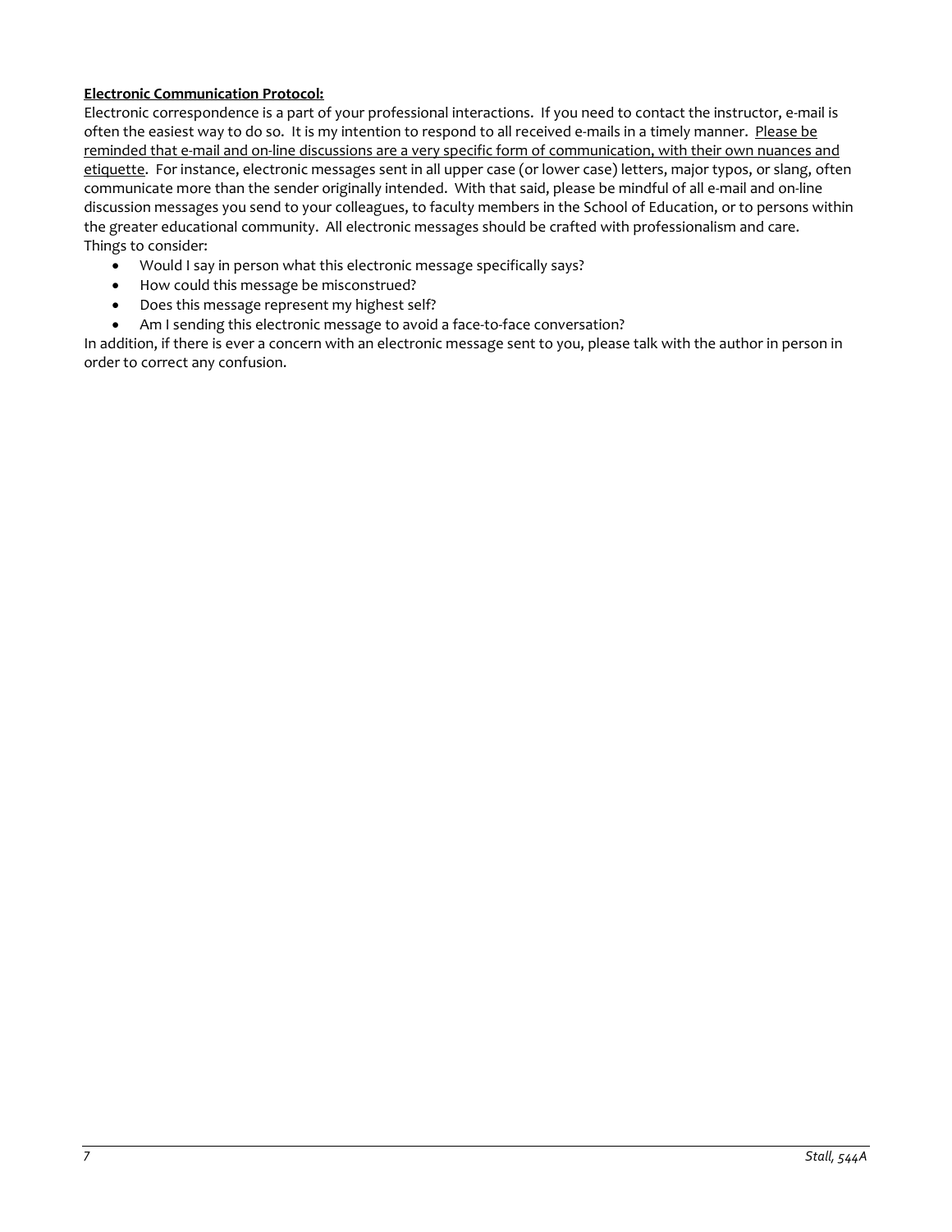**Electronic Communication Protocol:**

Electronic correspondence is a part of your professional interactions. If you need to contact the instructor, e-mail is often the easiest way to do so. It is my intention to respond to all received e-mails in a timely manner. Please be reminded that e-mail and on-line discussions are a very specific form of communication, with their own nuances and etiquette. For instance, electronic messages sent in all upper case (or lower case) letters, major typos, or slang, often communicate more than the sender originally intended. With that said, please be mindful of all e-mail and on-line discussion messages you send to your colleagues, to faculty members in the School of Education, or to persons within the greater educational community. All electronic messages should be crafted with professionalism and care.

Things to consider:

- Would I say in person what this electronic message specifically says?
- How could this message be misconstrued?
- Does this message represent my highest self?
- Am I sending this electronic message to avoid a face-to-face conversation?

In addition, if there is ever a concern with an electronic message sent to you, please talk with the author in person in order to correct any confusion.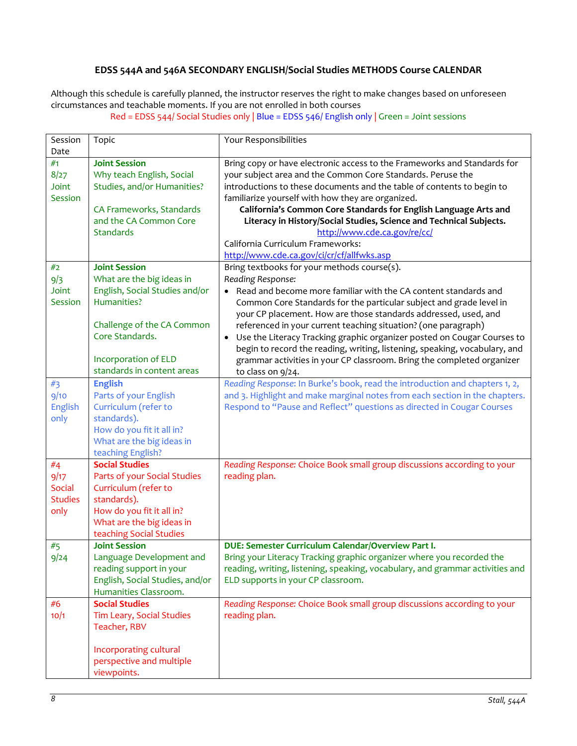**EDSS 544A and 546A SECONDARY ENGLISH/Social Studies METHODS Course CALENDAR**

Although this schedule is carefully planned, the instructor reserves the right to make changes based on unforeseen circumstances and teachable moments. If you are not enrolled in both courses

Red = EDSS 544/ Social Studies only | Blue = EDSS 546/ English only | Green = Joint sessions

| Session Date | Topic | Your Responsibilities |
|---|---|---|
| #1 8/27 Joint Session | **Joint Session** Why teach English, Social Studies, and/or Humanities? <br><br> CA Frameworks, Standards and the CA Common Core Standards | Bring copy or have electronic access to the Frameworks and Standards for your subject area and the Common Core Standards. Peruse the introductions to these documents and the table of contents to begin to familiarize yourself with how they are organized. **California's Common Core Standards for English Language Arts and Literacy in History/Social Studies, Science and Technical Subjects.** http://www.cde.ca.gov/re/cc/ <br> California Curriculum Frameworks: http://www.cde.ca.gov/ci/cr/cf/allfwks.asp |
| #2 9/3 Joint Session | **Joint Session** What are the big ideas in English, Social Studies and/or Humanities? <br><br> Challenge of the CA Common Core Standards. <br><br> Incorporation of ELD standards in content areas | Bring textbooks for your methods course(s). <br> *Reading Response:* <br> • Read and become more familiar with the CA content standards and Common Core Standards for the particular subject and grade level in your CP placement. How are those standards addressed, used, and referenced in your current teaching situation? (one paragraph) <br> • Use the Literacy Tracking graphic organizer posted on Cougar Courses to begin to record the reading, writing, listening, speaking, vocabulary, and grammar activities in your CP classroom. Bring the completed organizer to class on 9/24. |
| #3 9/10 English only | **English** Parts of your English Curriculum (refer to standards). How do you fit it all in? What are the big ideas in teaching English? | *Reading Response:* In Burke's book, read the introduction and chapters 1, 2, and 3. Highlight and make marginal notes from each section in the chapters. Respond to "Pause and Reflect" questions as directed in Cougar Courses |
| #4 9/17 Social Studies only | **Social Studies** Parts of your Social Studies Curriculum (refer to standards). How do you fit it all in? What are the big ideas in teaching Social Studies | *Reading Response:* Choice Book small group discussions according to your reading plan. |
| #5 9/24 | **Joint Session** Language Development and reading support in your English, Social Studies, and/or Humanities Classroom. | **DUE: Semester Curriculum Calendar/Overview Part I.** <br> Bring your Literacy Tracking graphic organizer where you recorded the reading, writing, listening, speaking, vocabulary, and grammar activities and ELD supports in your CP classroom. |
| #6 10/1 | **Social Studies** Tim Leary, Social Studies Teacher, RBV <br><br> Incorporating cultural perspective and multiple viewpoints. | *Reading Response:* Choice Book small group discussions according to your reading plan. |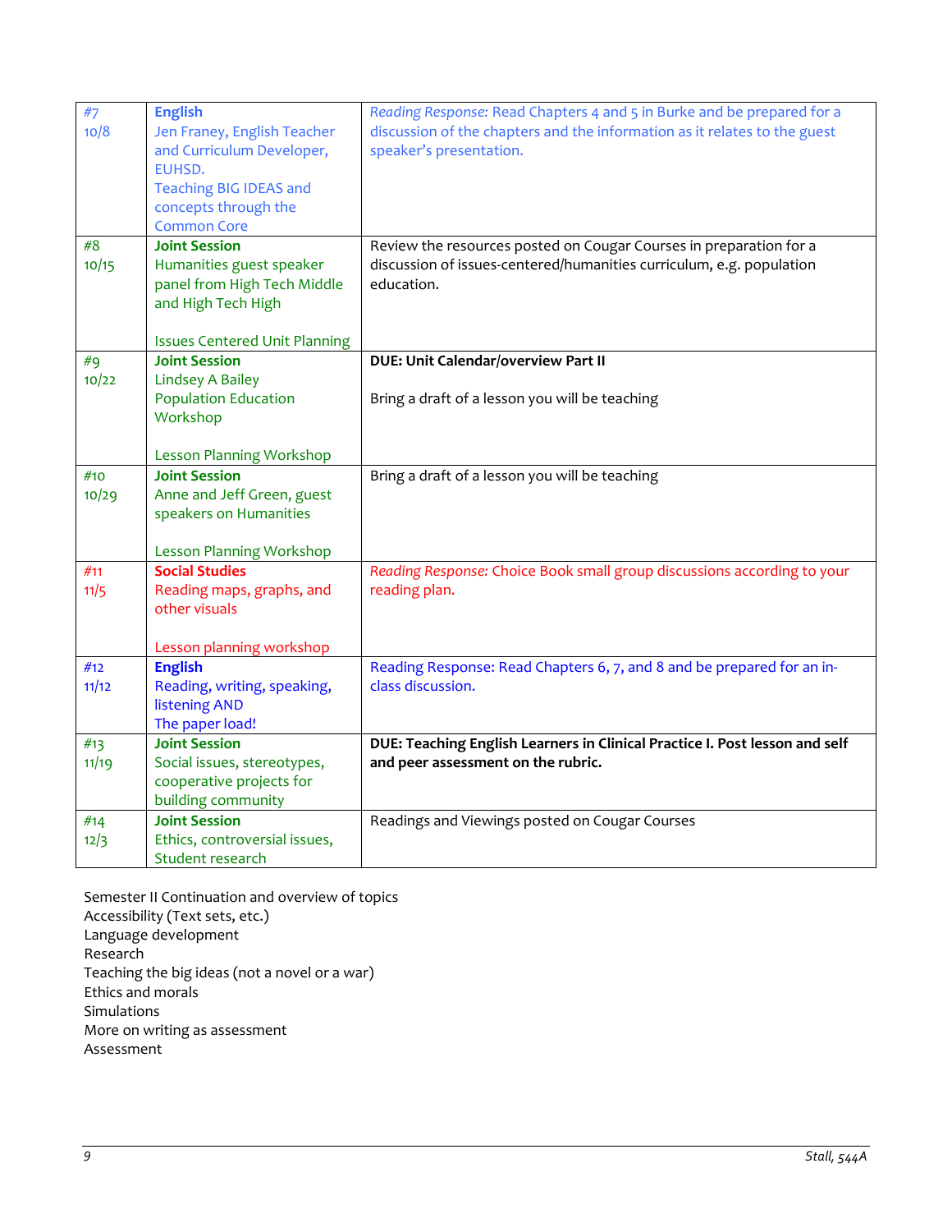| | | |
|---|---|---|
| #7<br>10/8 | **English**<br>Jen Franey, English Teacher and Curriculum Developer, EUHSD.<br>Teaching BIG IDEAS and concepts through the Common Core | *Reading Response:* Read Chapters 4 and 5 in Burke and be prepared for a discussion of the chapters and the information as it relates to the guest speaker's presentation. |
| #8<br>10/15 | **Joint Session**<br>Humanities guest speaker panel from High Tech Middle and High Tech High<br><br>Issues Centered Unit Planning | Review the resources posted on Cougar Courses in preparation for a discussion of issues-centered/humanities curriculum, e.g. population education. |
| #9<br>10/22 | **Joint Session**<br>Lindsey A Bailey<br>Population Education Workshop<br><br>Lesson Planning Workshop | **DUE: Unit Calendar/overview Part II**<br><br>Bring a draft of a lesson you will be teaching |
| #10<br>10/29 | **Joint Session**<br>Anne and Jeff Green, guest speakers on Humanities<br><br>Lesson Planning Workshop | Bring a draft of a lesson you will be teaching |
| #11<br>11/5 | **Social Studies**<br>Reading maps, graphs, and other visuals<br><br>Lesson planning workshop | *Reading Response:* Choice Book small group discussions according to your reading plan. |
| #12<br>11/12 | **English**<br>Reading, writing, speaking, listening AND<br>The paper load! | Reading Response: Read Chapters 6, 7, and 8 and be prepared for an in-class discussion. |
| #13<br>11/19 | **Joint Session**<br>Social issues, stereotypes, cooperative projects for building community | **DUE: Teaching English Learners in Clinical Practice I. Post lesson and self and peer assessment on the rubric.** |
| #14<br>12/3 | **Joint Session**<br>Ethics, controversial issues, Student research | Readings and Viewings posted on Cougar Courses |

Semester II Continuation and overview of topics
Accessibility (Text sets, etc.)
Language development
Research
Teaching the big ideas (not a novel or a war)
Ethics and morals
Simulations
More on writing as assessment
Assessment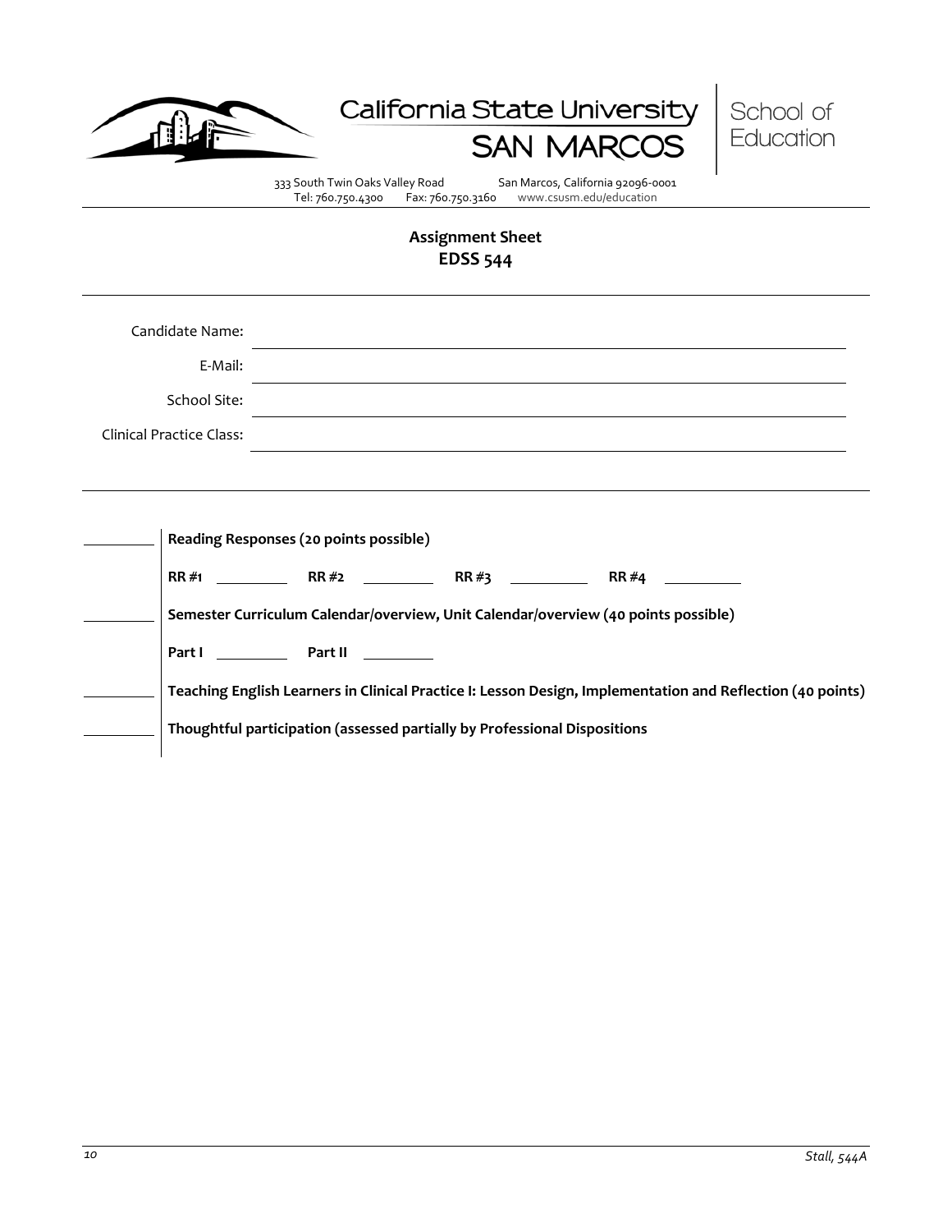California State University
SAN MARCOS

School of Education

333 South Twin Oaks Valley Road San Marcos, California 92096-0001
Tel: 760.750.4300 Fax: 760.750.3160 www.csusm.edu/education

## Assignment Sheet
## EDSS 544

Candidate Name: ______________________________

E-Mail: ______________________________

School Site: ______________________________

Clinical Practice Class: ______________________________

________ **Reading Responses (20 points possible)**

**RR #1** ________ **RR #2** ________ **RR #3** ________ **RR #4** ________

________ **Semester Curriculum Calendar/overview, Unit Calendar/overview (40 points possible)**

**Part I** ________ **Part II** ________

________ **Teaching English Learners in Clinical Practice I: Lesson Design, Implementation and Reflection (40 points)**

________ **Thoughtful participation (assessed partially by Professional Dispositions**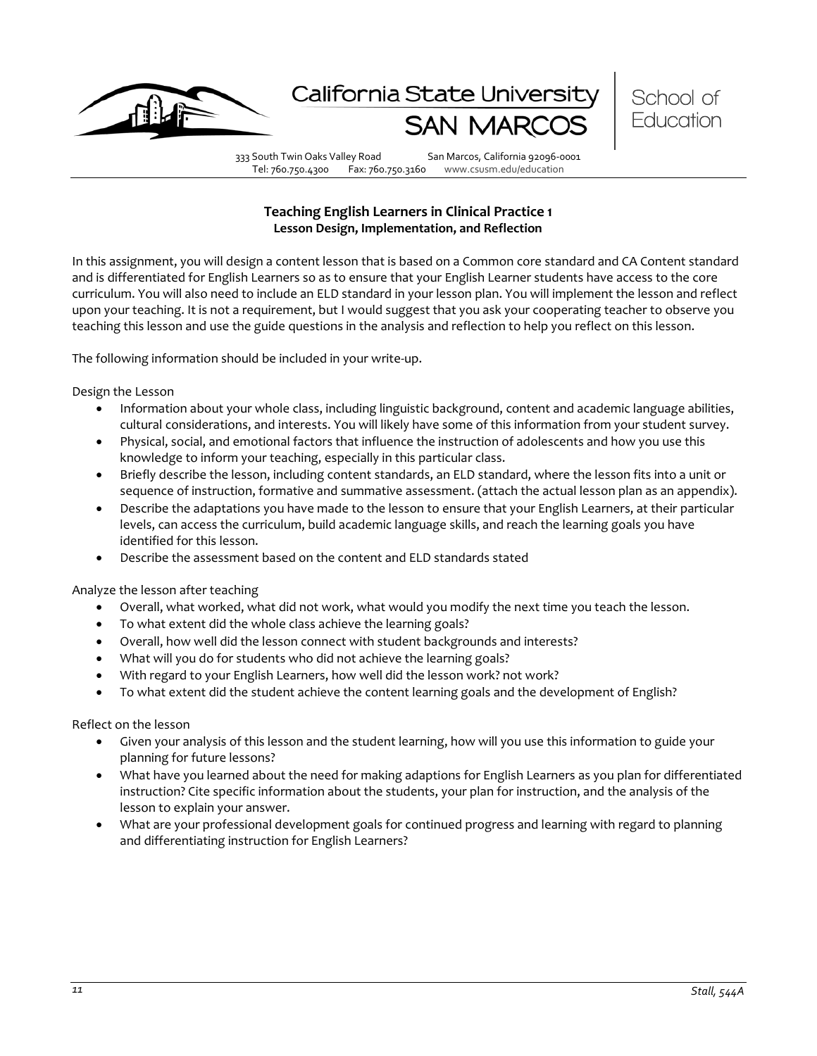California State University SAN MARCOS | School of Education

333 South Twin Oaks Valley Road San Marcos, California 92096-0001
Tel: 760.750.4300 Fax: 760.750.3160 www.csusm.edu/education

## Teaching English Learners in Clinical Practice 1
### Lesson Design, Implementation, and Reflection

In this assignment, you will design a content lesson that is based on a Common core standard and CA Content standard and is differentiated for English Learners so as to ensure that your English Learner students have access to the core curriculum. You will also need to include an ELD standard in your lesson plan. You will implement the lesson and reflect upon your teaching. It is not a requirement, but I would suggest that you ask your cooperating teacher to observe you teaching this lesson and use the guide questions in the analysis and reflection to help you reflect on this lesson.

The following information should be included in your write-up.

Design the Lesson

- Information about your whole class, including linguistic background, content and academic language abilities, cultural considerations, and interests. You will likely have some of this information from your student survey.
- Physical, social, and emotional factors that influence the instruction of adolescents and how you use this knowledge to inform your teaching, especially in this particular class.
- Briefly describe the lesson, including content standards, an ELD standard, where the lesson fits into a unit or sequence of instruction, formative and summative assessment. (attach the actual lesson plan as an appendix).
- Describe the adaptations you have made to the lesson to ensure that your English Learners, at their particular levels, can access the curriculum, build academic language skills, and reach the learning goals you have identified for this lesson.
- Describe the assessment based on the content and ELD standards stated

Analyze the lesson after teaching

- Overall, what worked, what did not work, what would you modify the next time you teach the lesson.
- To what extent did the whole class achieve the learning goals?
- Overall, how well did the lesson connect with student backgrounds and interests?
- What will you do for students who did not achieve the learning goals?
- With regard to your English Learners, how well did the lesson work? not work?
- To what extent did the student achieve the content learning goals and the development of English?

Reflect on the lesson

- Given your analysis of this lesson and the student learning, how will you use this information to guide your planning for future lessons?
- What have you learned about the need for making adaptions for English Learners as you plan for differentiated instruction? Cite specific information about the students, your plan for instruction, and the analysis of the lesson to explain your answer.
- What are your professional development goals for continued progress and learning with regard to planning and differentiating instruction for English Learners?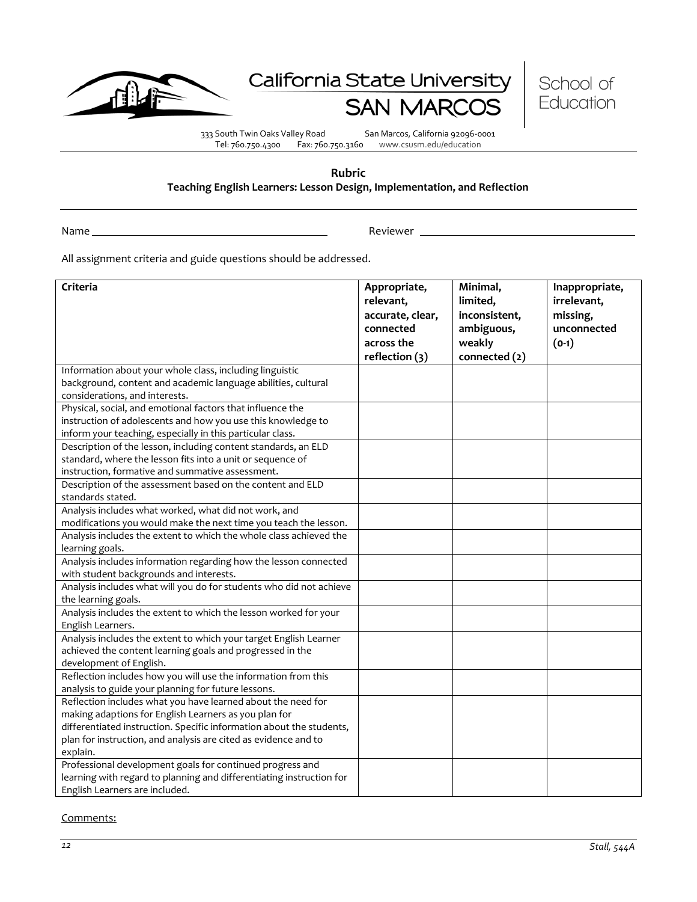California State University
SAN MARCOS

School of Education

333 South Twin Oaks Valley Road San Marcos, California 92096-0001
Tel: 760.750.4300 Fax: 760.750.3160 www.csusm.edu/education

**Rubric**

**Teaching English Learners: Lesson Design, Implementation, and Reflection**

Name ______________________________ Reviewer ______________________________

All assignment criteria and guide questions should be addressed.

| **Criteria** | **Appropriate, relevant, accurate, clear, connected across the reflection (3)** | **Minimal, limited, inconsistent, ambiguous, weakly connected (2)** | **Inappropriate, irrelevant, missing, unconnected (0-1)** |
|---|---|---|---|
| Information about your whole class, including linguistic background, content and academic language abilities, cultural considerations, and interests. | | | |
| Physical, social, and emotional factors that influence the instruction of adolescents and how you use this knowledge to inform your teaching, especially in this particular class. | | | |
| Description of the lesson, including content standards, an ELD standard, where the lesson fits into a unit or sequence of instruction, formative and summative assessment. | | | |
| Description of the assessment based on the content and ELD standards stated. | | | |
| Analysis includes what worked, what did not work, and modifications you would make the next time you teach the lesson. | | | |
| Analysis includes the extent to which the whole class achieved the learning goals. | | | |
| Analysis includes information regarding how the lesson connected with student backgrounds and interests. | | | |
| Analysis includes what will you do for students who did not achieve the learning goals. | | | |
| Analysis includes the extent to which the lesson worked for your English Learners. | | | |
| Analysis includes the extent to which your target English Learner achieved the content learning goals and progressed in the development of English. | | | |
| Reflection includes how you will use the information from this analysis to guide your planning for future lessons. | | | |
| Reflection includes what you have learned about the need for making adaptions for English Learners as you plan for differentiated instruction. Specific information about the students, plan for instruction, and analysis are cited as evidence and to explain. | | | |
| Professional development goals for continued progress and learning with regard to planning and differentiating instruction for English Learners are included. | | | |

Comments: